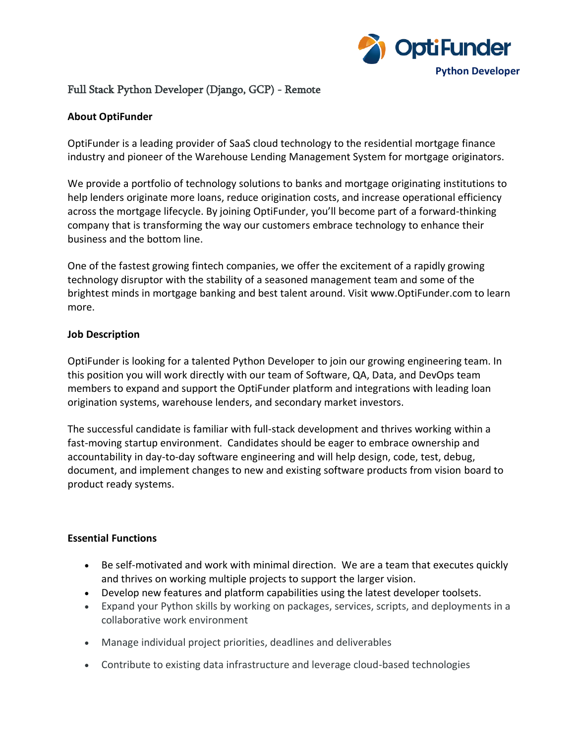OptiFunder
**Python Developer**

# Full Stack Python Developer (Django, GCP) - Remote

**About OptiFunder**

OptiFunder is a leading provider of SaaS cloud technology to the residential mortgage finance industry and pioneer of the Warehouse Lending Management System for mortgage originators.

We provide a portfolio of technology solutions to banks and mortgage originating institutions to help lenders originate more loans, reduce origination costs, and increase operational efficiency across the mortgage lifecycle. By joining OptiFunder, you'll become part of a forward-thinking company that is transforming the way our customers embrace technology to enhance their business and the bottom line.

One of the fastest growing fintech companies, we offer the excitement of a rapidly growing technology disruptor with the stability of a seasoned management team and some of the brightest minds in mortgage banking and best talent around. Visit www.OptiFunder.com to learn more.

**Job Description**

OptiFunder is looking for a talented Python Developer to join our growing engineering team. In this position you will work directly with our team of Software, QA, Data, and DevOps team members to expand and support the OptiFunder platform and integrations with leading loan origination systems, warehouse lenders, and secondary market investors.

The successful candidate is familiar with full-stack development and thrives working within a fast-moving startup environment. Candidates should be eager to embrace ownership and accountability in day-to-day software engineering and will help design, code, test, debug, document, and implement changes to new and existing software products from vision board to product ready systems.

**Essential Functions**

- Be self-motivated and work with minimal direction. We are a team that executes quickly and thrives on working multiple projects to support the larger vision.
- Develop new features and platform capabilities using the latest developer toolsets.
- Expand your Python skills by working on packages, services, scripts, and deployments in a collaborative work environment
- Manage individual project priorities, deadlines and deliverables
- Contribute to existing data infrastructure and leverage cloud-based technologies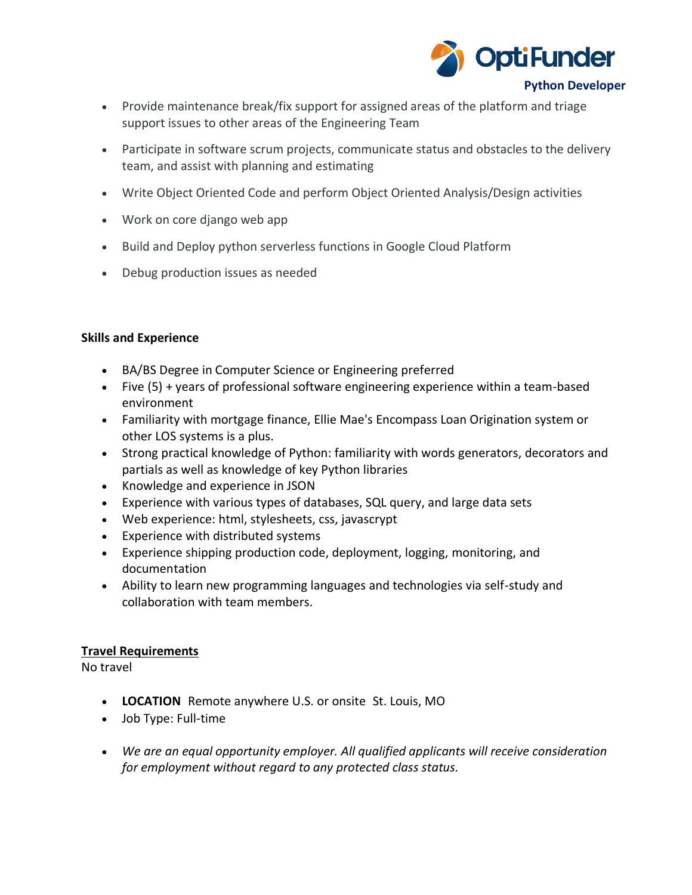- Provide maintenance break/fix support for assigned areas of the platform and triage support issues to other areas of the Engineering Team
- Participate in software scrum projects, communicate status and obstacles to the delivery team, and assist with planning and estimating
- Write Object Oriented Code and perform Object Oriented Analysis/Design activities
- Work on core django web app
- Build and Deploy python serverless functions in Google Cloud Platform
- Debug production issues as needed

**Skills and Experience**

- BA/BS Degree in Computer Science or Engineering preferred
- Five (5) + years of professional software engineering experience within a team-based environment
- Familiarity with mortgage finance, Ellie Mae's Encompass Loan Origination system or other LOS systems is a plus.
- Strong practical knowledge of Python: familiarity with words generators, decorators and partials as well as knowledge of key Python libraries
- Knowledge and experience in JSON
- Experience with various types of databases, SQL query, and large data sets
- Web experience: html, stylesheets, css, javascrypt
- Experience with distributed systems
- Experience shipping production code, deployment, logging, monitoring, and documentation
- Ability to learn new programming languages and technologies via self-study and collaboration with team members.

**Travel Requirements**

No travel

- **LOCATION** Remote anywhere U.S. or onsite St. Louis, MO
- Job Type: Full-time
- *We are an equal opportunity employer. All qualified applicants will receive consideration for employment without regard to any protected class status.*